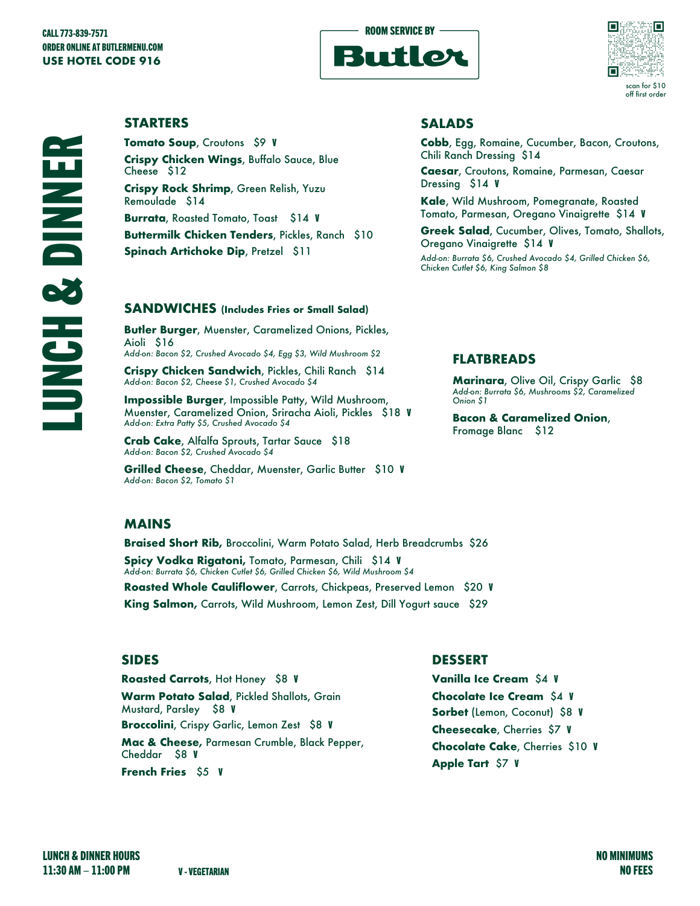CALL 773-839-7571
ORDER ONLINE AT BUTLERMENU.COM
USE HOTEL CODE 916

ROOM SERVICE BY

# Butler

scan for $10 off first order

# LUNCH & DINNER

## STARTERS

**Tomato Soup**, Croutons $9 V

**Crispy Chicken Wings**, Buffalo Sauce, Blue Cheese $12

**Crispy Rock Shrimp**, Green Relish, Yuzu Remoulade $14

**Burrata**, Roasted Tomato, Toast $14 V

**Buttermilk Chicken Tenders**, Pickles, Ranch $10

**Spinach Artichoke Dip**, Pretzel $11

## SALADS

**Cobb**, Egg, Romaine, Cucumber, Bacon, Croutons, Chili Ranch Dressing $14

**Caesar**, Croutons, Romaine, Parmesan, Caesar Dressing $14 V

**Kale**, Wild Mushroom, Pomegranate, Roasted Tomato, Parmesan, Oregano Vinaigrette $14 V

**Greek Salad**, Cucumber, Olives, Tomato, Shallots, Oregano Vinaigrette $14 V

*Add-on: Burrata $6, Crushed Avocado $4, Grilled Chicken $6, Chicken Cutlet $6, King Salmon $8*

## SANDWICHES (Includes Fries or Small Salad)

**Butler Burger**, Muenster, Caramelized Onions, Pickles, Aioli $16
*Add-on: Bacon $2, Crushed Avocado $4, Egg $3, Wild Mushroom $2*

**Crispy Chicken Sandwich**, Pickles, Chili Ranch $14
*Add-on: Bacon $2, Cheese $1, Crushed Avocado $4*

**Impossible Burger**, Impossible Patty, Wild Mushroom, Muenster, Caramelized Onion, Sriracha Aioli, Pickles $18 V
*Add-on: Extra Patty $5, Crushed Avocado $4*

**Crab Cake**, Alfalfa Sprouts, Tartar Sauce $18
*Add-on: Bacon $2, Crushed Avocado $4*

**Grilled Cheese**, Cheddar, Muenster, Garlic Butter $10 V
*Add-on: Bacon $2, Tomato $1*

## FLATBREADS

**Marinara**, Olive Oil, Crispy Garlic $8
*Add-on: Burrata $6, Mushrooms $2, Caramelized Onion $1*

**Bacon & Caramelized Onion**, Fromage Blanc $12

## MAINS

**Braised Short Rib,** Broccolini, Warm Potato Salad, Herb Breadcrumbs $26

**Spicy Vodka Rigatoni,** Tomato, Parmesan, Chili $14 V
*Add-on: Burrata $6, Chicken Cutlet $6, Grilled Chicken $6, Wild Mushroom $4*

**Roasted Whole Cauliflower**, Carrots, Chickpeas, Preserved Lemon $20 V

**King Salmon,** Carrots, Wild Mushroom, Lemon Zest, Dill Yogurt sauce $29

## SIDES

**Roasted Carrots**, Hot Honey $8 V

**Warm Potato Salad**, Pickled Shallots, Grain Mustard, Parsley $8 V

**Broccolini**, Crispy Garlic, Lemon Zest $8 V

**Mac & Cheese,** Parmesan Crumble, Black Pepper, Cheddar $8 V

**French Fries** $5 V

## DESSERT

**Vanilla Ice Cream** $4 V

**Chocolate Ice Cream** $4 V

**Sorbet** (Lemon, Coconut) $8 V

**Cheesecake**, Cherries $7 V

**Chocolate Cake**, Cherries $10 V

**Apple Tart** $7 V

LUNCH & DINNER HOURS
11:30 AM – 11:00 PM

V - VEGETARIAN

NO MINIMUMS
NO FEES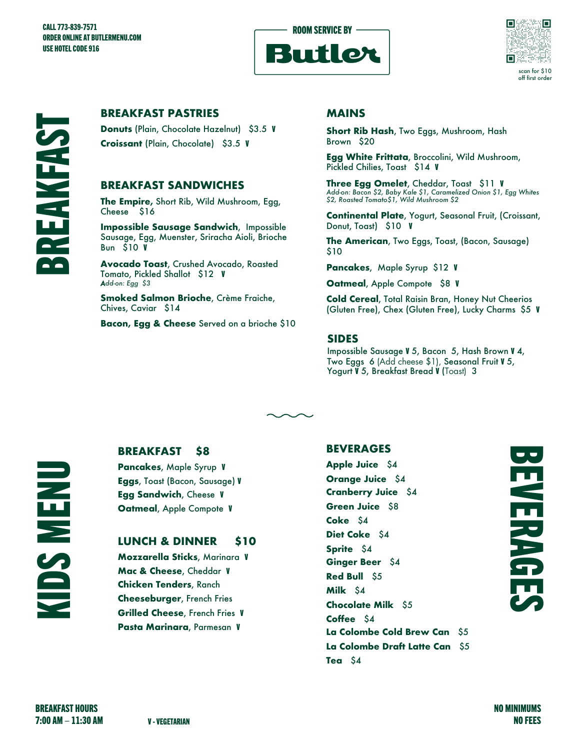CALL 773-839-7571
ORDER ONLINE AT BUTLERMENU.COM
USE HOTEL CODE 916

ROOM SERVICE BY

# Butler

scan for $10 off first order

# BREAKFAST

## BREAKFAST PASTRIES

**Donuts** (Plain, Chocolate Hazelnut) $3.5 V

**Croissant** (Plain, Chocolate) $3.5 V

## BREAKFAST SANDWICHES

**The Empire,** Short Rib, Wild Mushroom, Egg, Cheese $16

**Impossible Sausage Sandwich**, Impossible Sausage, Egg, Muenster, Sriracha Aioli, Brioche Bun $10 V

**Avocado Toast**, Crushed Avocado, Roasted Tomato, Pickled Shallot $12 V
*Add-on: Egg $3*

**Smoked Salmon Brioche**, Crème Fraiche, Chives, Caviar $14

**Bacon, Egg & Cheese** Served on a brioche $10

## MAINS

**Short Rib Hash**, Two Eggs, Mushroom, Hash Brown $20

**Egg White Frittata**, Broccolini, Wild Mushroom, Pickled Chilies, Toast $14 V

**Three Egg Omelet**, Cheddar, Toast $11 V
*Add-on: Bacon $2, Baby Kale $1, Caramelized Onion $1, Egg Whites $2, Roasted Tomato$1, Wild Mushroom $2*

**Continental Plate**, Yogurt, Seasonal Fruit, (Croissant, Donut, Toast) $10 V

**The American**, Two Eggs, Toast, (Bacon, Sausage) $10

**Pancakes**, Maple Syrup $12 V

**Oatmeal**, Apple Compote $8 V

**Cold Cereal**, Total Raisin Bran, Honey Nut Cheerios (Gluten Free), Chex (Gluten Free), Lucky Charms $5 V

## SIDES

Impossible Sausage V 5, Bacon 5, Hash Brown V 4, Two Eggs 6 (Add cheese $1), Seasonal Fruit V 5, Yogurt V 5, Breakfast Bread V (Toast) 3

# KIDS MENU

## BREAKFAST $8

**Pancakes**, Maple Syrup V
**Eggs**, Toast (Bacon, Sausage) V
**Egg Sandwich**, Cheese V
**Oatmeal**, Apple Compote V

## LUNCH & DINNER $10

**Mozzarella Sticks**, Marinara V
**Mac & Cheese**, Cheddar V
**Chicken Tenders**, Ranch
**Cheeseburger**, French Fries
**Grilled Cheese**, French Fries V
**Pasta Marinara**, Parmesan V

# BEVERAGES

**Apple Juice** $4
**Orange Juice** $4
**Cranberry Juice** $4
**Green Juice** $8
**Coke** $4
**Diet Coke** $4
**Sprite** $4
**Ginger Beer** $4
**Red Bull** $5
**Milk** $4
**Chocolate Milk** $5
**Coffee** $4
**La Colombe Cold Brew Can** $5
**La Colombe Draft Latte Can** $5
**Tea** $4

BREAKFAST HOURS
7:00 AM – 11:30 AM

V - VEGETARIAN

NO MINIMUMS
NO FEES